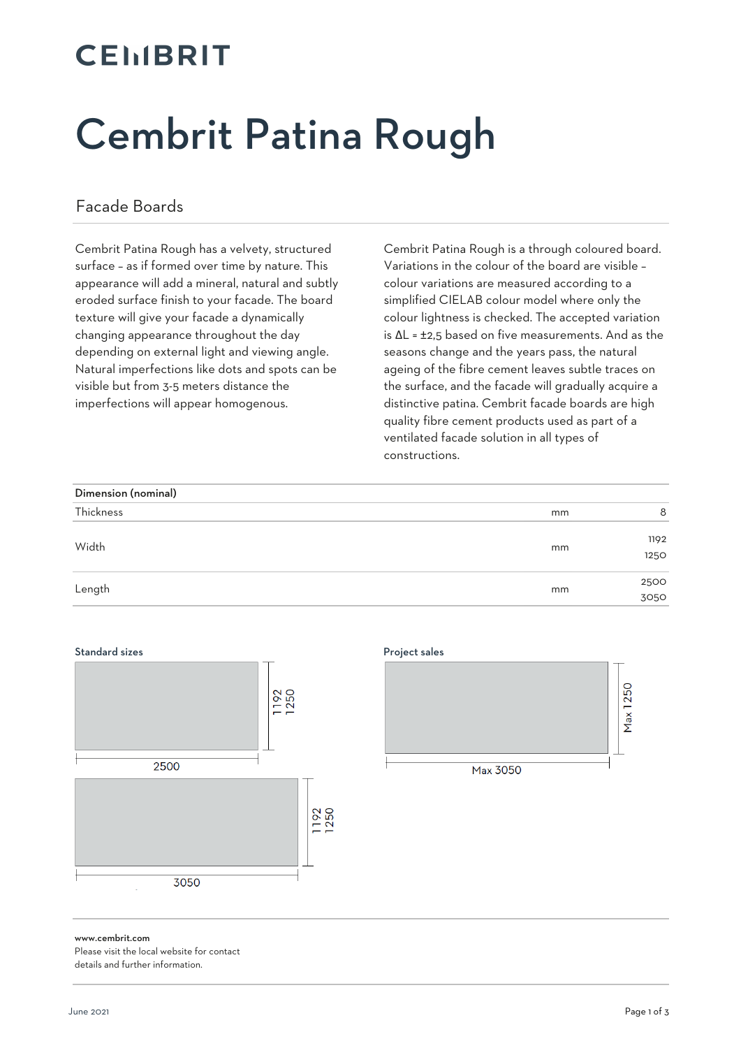CEMBRIT

# Cembrit Patina Rough

## Facade Boards

Cembrit Patina Rough has a velvety, structured surface – as if formed over time by nature. This appearance will add a mineral, natural and subtly eroded surface finish to your facade. The board texture will give your facade a dynamically changing appearance throughout the day depending on external light and viewing angle. Natural imperfections like dots and spots can be visible but from 3-5 meters distance the imperfections will appear homogenous.

Cembrit Patina Rough is a through coloured board. Variations in the colour of the board are visible – colour variations are measured according to a simplified CIELAB colour model where only the colour lightness is checked. The accepted variation is $\Delta L = \pm 2,5$ based on five measurements. And as the seasons change and the years pass, the natural ageing of the fibre cement leaves subtle traces on the surface, and the facade will gradually acquire a distinctive patina. Cembrit facade boards are high quality fibre cement products used as part of a ventilated facade solution in all types of constructions.

| **Dimension (nominal)** | | |
|---|---|---|
| Thickness | mm | 8 |
| Width | mm | 1192<br>1250 |
| Length | mm | 2500<br>3050 |

**Standard sizes**

- 2500 × 1192 / 1250
- 3050 × 1192 / 1250

**Project sales**

- Max 3050 × Max 1250

**www.cembrit.com**
Please visit the local website for contact details and further information.

June 2021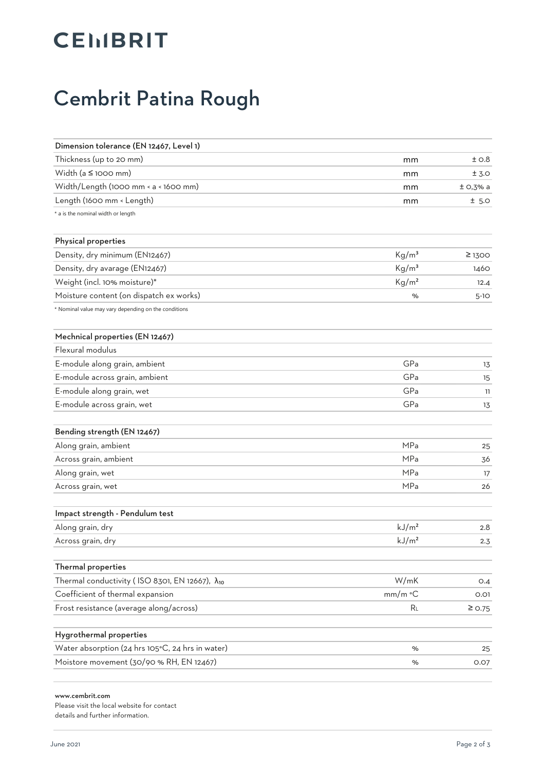# CEMBRIT

# Cembrit Patina Rough

| Dimension tolerance (EN 12467, Level 1) | | |
|---|---|---|
| Thickness (up to 20 mm) | mm | ± 0.8 |
| Width (a ≤ 1000 mm) | mm | ± 3.0 |
| Width/Length (1000 mm < a < 1600 mm) | mm | ± 0,3% a |
| Length (1600 mm < Length) | mm | ± 5.0 |

* a is the nominal width or length

| Physical properties | | |
|---|---|---|
| Density, dry minimum (EN12467) | $Kg/m^3$ | ≥ 1300 |
| Density, dry avarage (EN12467) | $Kg/m^3$ | 1460 |
| Weight (incl. 10% moisture)* | $Kg/m^2$ | 12.4 |
| Moisture content (on dispatch ex works) | % | 5-10 |

* Nominal value may vary depending on the conditions

| Mechnical properties (EN 12467) | | |
|---|---|---|
| Flexural modulus | | |
| E-module along grain, ambient | GPa | 13 |
| E-module across grain, ambient | GPa | 15 |
| E-module along grain, wet | GPa | 11 |
| E-module across grain, wet | GPa | 13 |

| Bending strength (EN 12467) | | |
|---|---|---|
| Along grain, ambient | MPa | 25 |
| Across grain, ambient | MPa | 36 |
| Along grain, wet | MPa | 17 |
| Across grain, wet | MPa | 26 |

| Impact strength - Pendulum test | | |
|---|---|---|
| Along grain, dry | $kJ/m^2$ | 2.8 |
| Across grain, dry | $kJ/m^2$ | 2.3 |

| Thermal properties | | |
|---|---|---|
| Thermal conductivity ( ISO 8301, EN 12667), $\lambda_{10}$ | W/mK | 0.4 |
| Coefficient of thermal expansion | mm/m °C | 0.01 |
| Frost resistance (average along/across) | $R_L$ | ≥ 0.75 |

| Hygrothermal properties | | |
|---|---|---|
| Water absorption (24 hrs 105°C, 24 hrs in water) | % | 25 |
| Moistore movement (30/90 % RH, EN 12467) | % | 0.07 |

**www.cembrit.com**
Please visit the local website for contact details and further information.

June 2021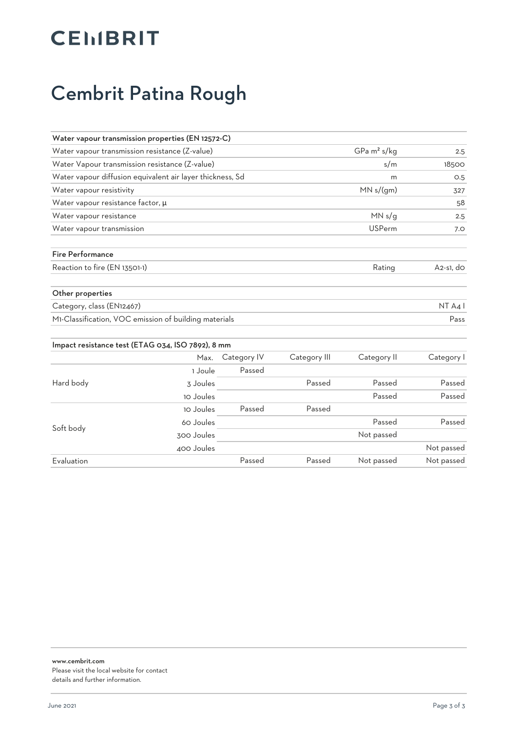# Cembrit Patina Rough

| Water vapour transmission properties (EN 12572-C) | | |
|---|---|---|
| Water vapour transmission resistance (Z-value) | GPa m² s/kg | 2.5 |
| Water Vapour transmission resistance (Z-value) | s/m | 18500 |
| Water vapour diffusion equivalent air layer thickness, Sd | m | 0.5 |
| Water vapour resistivity | MN s/(gm) | 327 |
| Water vapour resistance factor, μ | | 58 |
| Water vapour resistance | MN s/g | 2.5 |
| Water vapour transmission | USPerm | 7.0 |

| Fire Performance | | |
|---|---|---|
| Reaction to fire (EN 13501-1) | Rating | A2-s1, d0 |

| Other properties | |
|---|---|
| Category, class (EN12467) | NT A4 I |
| M1-Classification, VOC emission of building materials | Pass |

| Impact resistance test (ETAG 034, ISO 7892), 8 mm | | | | | |
|---|---|---|---|---|---|
| | Max. | Category IV | Category III | Category II | Category I |
| Hard body | 1 Joule | Passed | | | |
| | 3 Joules | | Passed | Passed | Passed |
| | 10 Joules | | | Passed | Passed |
| Soft body | 10 Joules | Passed | Passed | | |
| | 60 Joules | | | Passed | Passed |
| | 300 Joules | | | Not passed | |
| | 400 Joules | | | | Not passed |
| Evaluation | | Passed | Passed | Not passed | Not passed |

**www.cembrit.com**
Please visit the local website for contact details and further information.

June 2021